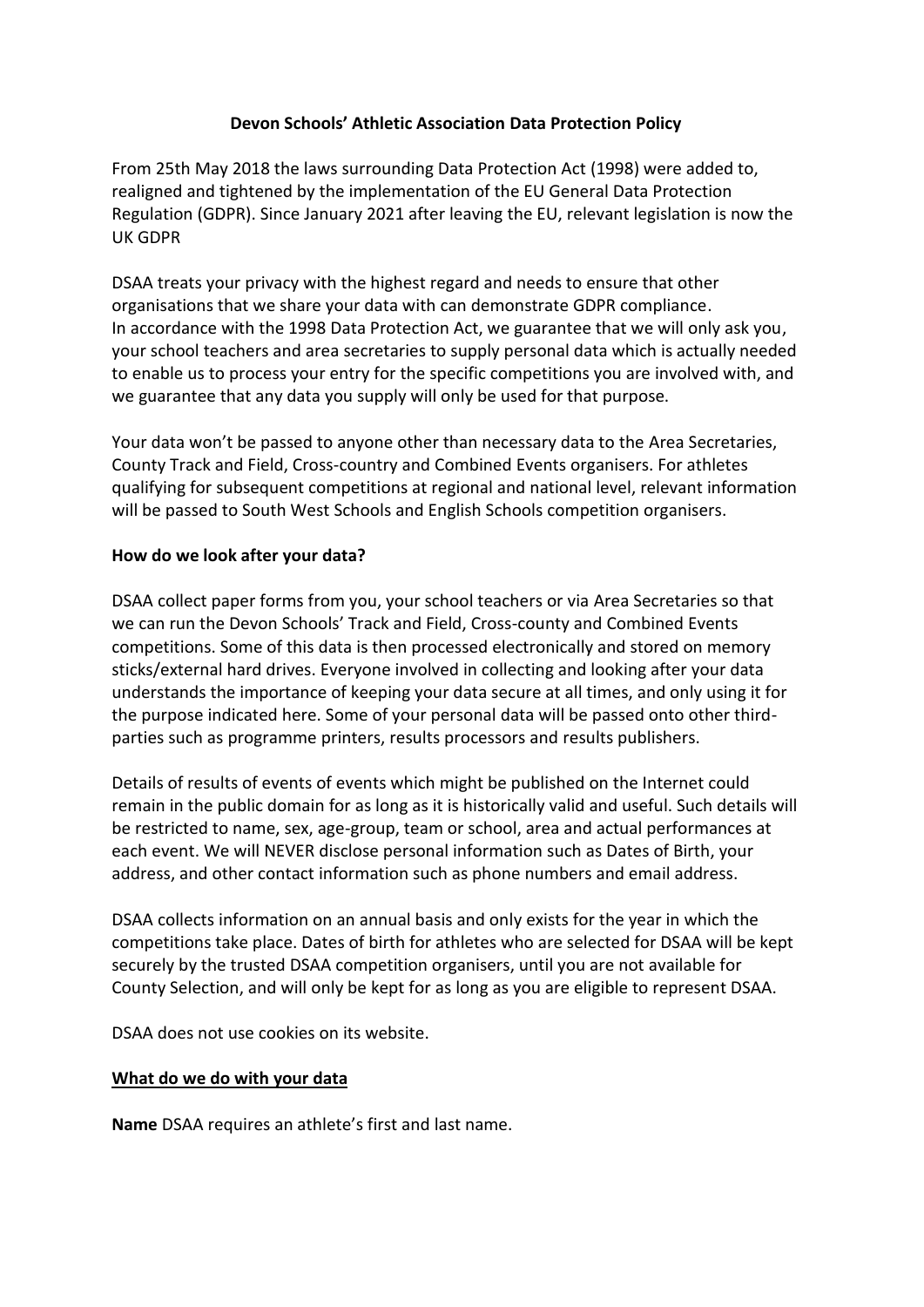**Devon Schools' Athletic Association Data Protection Policy**

From 25th May 2018 the laws surrounding Data Protection Act (1998) were added to, realigned and tightened by the implementation of the EU General Data Protection Regulation (GDPR). Since January 2021 after leaving the EU, relevant legislation is now the UK GDPR

DSAA treats your privacy with the highest regard and needs to ensure that other organisations that we share your data with can demonstrate GDPR compliance. In accordance with the 1998 Data Protection Act, we guarantee that we will only ask you, your school teachers and area secretaries to supply personal data which is actually needed to enable us to process your entry for the specific competitions you are involved with, and we guarantee that any data you supply will only be used for that purpose.

Your data won't be passed to anyone other than necessary data to the Area Secretaries, County Track and Field, Cross-country and Combined Events organisers. For athletes qualifying for subsequent competitions at regional and national level, relevant information will be passed to South West Schools and English Schools competition organisers.

**How do we look after your data?**

DSAA collect paper forms from you, your school teachers or via Area Secretaries so that we can run the Devon Schools' Track and Field, Cross-county and Combined Events competitions. Some of this data is then processed electronically and stored on memory sticks/external hard drives. Everyone involved in collecting and looking after your data understands the importance of keeping your data secure at all times, and only using it for the purpose indicated here. Some of your personal data will be passed onto other third-parties such as programme printers, results processors and results publishers.

Details of results of events of events which might be published on the Internet could remain in the public domain for as long as it is historically valid and useful. Such details will be restricted to name, sex, age-group, team or school, area and actual performances at each event. We will NEVER disclose personal information such as Dates of Birth, your address, and other contact information such as phone numbers and email address.

DSAA collects information on an annual basis and only exists for the year in which the competitions take place. Dates of birth for athletes who are selected for DSAA will be kept securely by the trusted DSAA competition organisers, until you are not available for County Selection, and will only be kept for as long as you are eligible to represent DSAA.

DSAA does not use cookies on its website.

**<u>What do we do with your data</u>**

**Name** DSAA requires an athlete's first and last name.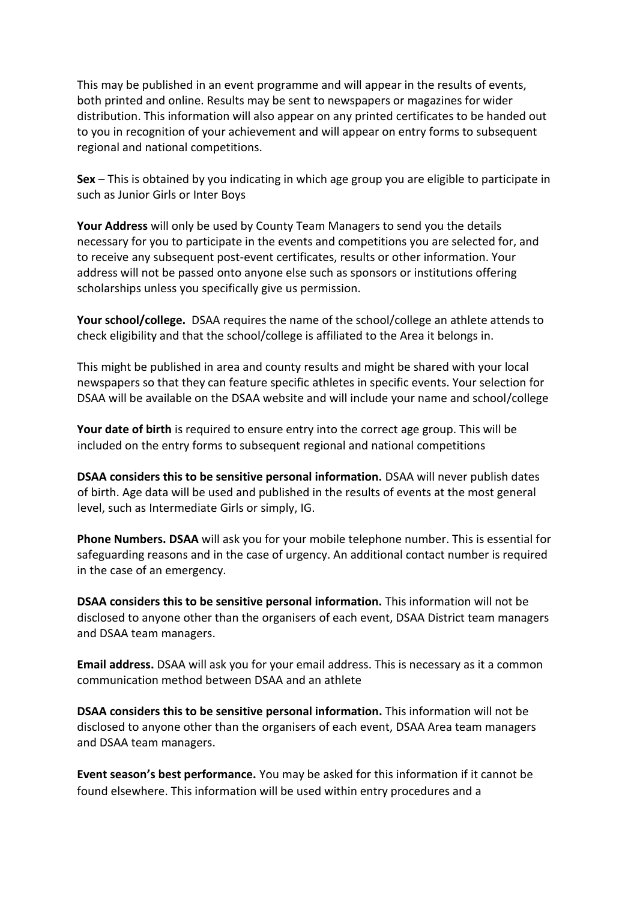This may be published in an event programme and will appear in the results of events, both printed and online. Results may be sent to newspapers or magazines for wider distribution. This information will also appear on any printed certificates to be handed out to you in recognition of your achievement and will appear on entry forms to subsequent regional and national competitions.

**Sex** – This is obtained by you indicating in which age group you are eligible to participate in such as Junior Girls or Inter Boys

**Your Address** will only be used by County Team Managers to send you the details necessary for you to participate in the events and competitions you are selected for, and to receive any subsequent post-event certificates, results or other information. Your address will not be passed onto anyone else such as sponsors or institutions offering scholarships unless you specifically give us permission.

**Your school/college.** DSAA requires the name of the school/college an athlete attends to check eligibility and that the school/college is affiliated to the Area it belongs in.

This might be published in area and county results and might be shared with your local newspapers so that they can feature specific athletes in specific events. Your selection for DSAA will be available on the DSAA website and will include your name and school/college

**Your date of birth** is required to ensure entry into the correct age group. This will be included on the entry forms to subsequent regional and national competitions

**DSAA considers this to be sensitive personal information.** DSAA will never publish dates of birth. Age data will be used and published in the results of events at the most general level, such as Intermediate Girls or simply, IG.

**Phone Numbers. DSAA** will ask you for your mobile telephone number. This is essential for safeguarding reasons and in the case of urgency. An additional contact number is required in the case of an emergency.

**DSAA considers this to be sensitive personal information.** This information will not be disclosed to anyone other than the organisers of each event, DSAA District team managers and DSAA team managers.

**Email address.** DSAA will ask you for your email address. This is necessary as it a common communication method between DSAA and an athlete

**DSAA considers this to be sensitive personal information.** This information will not be disclosed to anyone other than the organisers of each event, DSAA Area team managers and DSAA team managers.

**Event season's best performance.** You may be asked for this information if it cannot be found elsewhere. This information will be used within entry procedures and a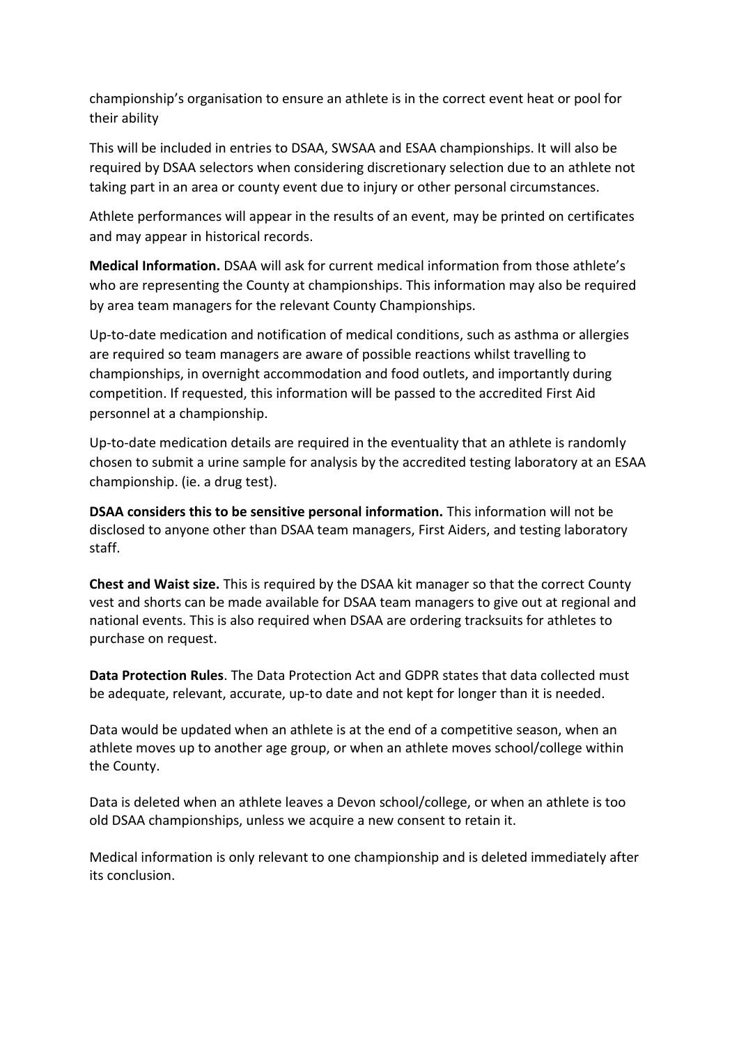championship's organisation to ensure an athlete is in the correct event heat or pool for their ability

This will be included in entries to DSAA, SWSAA and ESAA championships. It will also be required by DSAA selectors when considering discretionary selection due to an athlete not taking part in an area or county event due to injury or other personal circumstances.

Athlete performances will appear in the results of an event, may be printed on certificates and may appear in historical records.

**Medical Information.** DSAA will ask for current medical information from those athlete's who are representing the County at championships. This information may also be required by area team managers for the relevant County Championships.

Up-to-date medication and notification of medical conditions, such as asthma or allergies are required so team managers are aware of possible reactions whilst travelling to championships, in overnight accommodation and food outlets, and importantly during competition. If requested, this information will be passed to the accredited First Aid personnel at a championship.

Up-to-date medication details are required in the eventuality that an athlete is randomly chosen to submit a urine sample for analysis by the accredited testing laboratory at an ESAA championship. (ie. a drug test).

**DSAA considers this to be sensitive personal information.** This information will not be disclosed to anyone other than DSAA team managers, First Aiders, and testing laboratory staff.

**Chest and Waist size.** This is required by the DSAA kit manager so that the correct County vest and shorts can be made available for DSAA team managers to give out at regional and national events. This is also required when DSAA are ordering tracksuits for athletes to purchase on request.

**Data Protection Rules**. The Data Protection Act and GDPR states that data collected must be adequate, relevant, accurate, up-to date and not kept for longer than it is needed.

Data would be updated when an athlete is at the end of a competitive season, when an athlete moves up to another age group, or when an athlete moves school/college within the County.

Data is deleted when an athlete leaves a Devon school/college, or when an athlete is too old DSAA championships, unless we acquire a new consent to retain it.

Medical information is only relevant to one championship and is deleted immediately after its conclusion.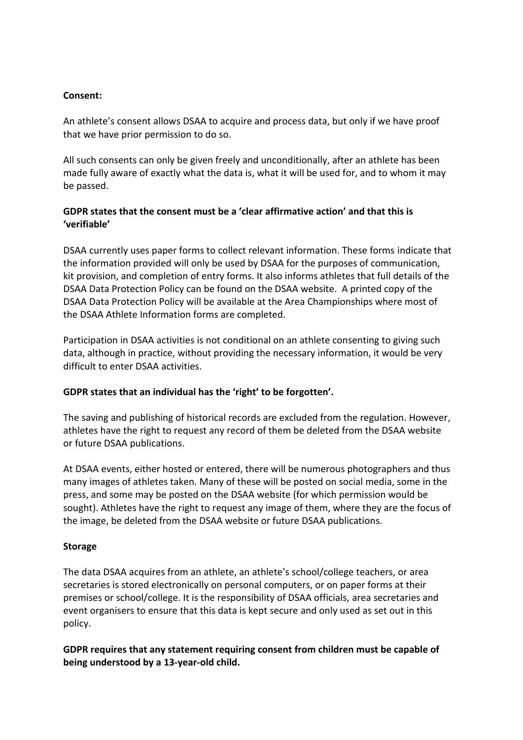**Consent:**

An athlete's consent allows DSAA to acquire and process data, but only if we have proof that we have prior permission to do so.

All such consents can only be given freely and unconditionally, after an athlete has been made fully aware of exactly what the data is, what it will be used for, and to whom it may be passed.

**GDPR states that the consent must be a 'clear affirmative action' and that this is 'verifiable'**

DSAA currently uses paper forms to collect relevant information. These forms indicate that the information provided will only be used by DSAA for the purposes of communication, kit provision, and completion of entry forms. It also informs athletes that full details of the DSAA Data Protection Policy can be found on the DSAA website. A printed copy of the DSAA Data Protection Policy will be available at the Area Championships where most of the DSAA Athlete Information forms are completed.

Participation in DSAA activities is not conditional on an athlete consenting to giving such data, although in practice, without providing the necessary information, it would be very difficult to enter DSAA activities.

**GDPR states that an individual has the 'right' to be forgotten'.**

The saving and publishing of historical records are excluded from the regulation. However, athletes have the right to request any record of them be deleted from the DSAA website or future DSAA publications.

At DSAA events, either hosted or entered, there will be numerous photographers and thus many images of athletes taken. Many of these will be posted on social media, some in the press, and some may be posted on the DSAA website (for which permission would be sought). Athletes have the right to request any image of them, where they are the focus of the image, be deleted from the DSAA website or future DSAA publications.

**Storage**

The data DSAA acquires from an athlete, an athlete's school/college teachers, or area secretaries is stored electronically on personal computers, or on paper forms at their premises or school/college. It is the responsibility of DSAA officials, area secretaries and event organisers to ensure that this data is kept secure and only used as set out in this policy.

**GDPR requires that any statement requiring consent from children must be capable of being understood by a 13-year-old child.**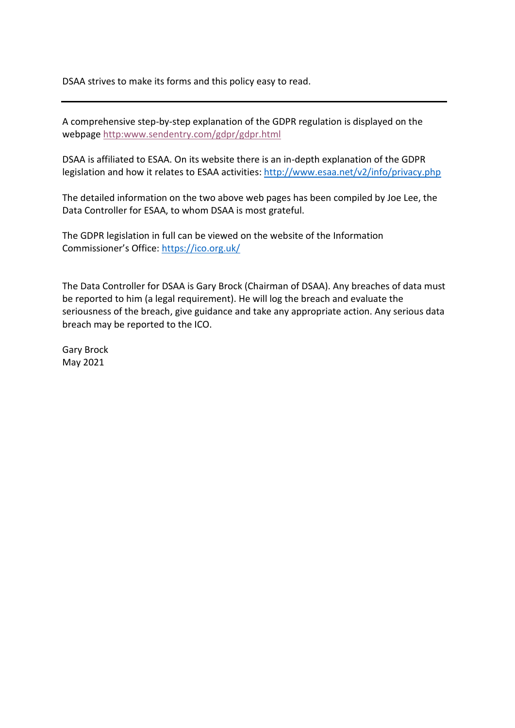DSAA strives to make its forms and this policy easy to read.

---

A comprehensive step-by-step explanation of the GDPR regulation is displayed on the webpage http:www.sendentry.com/gdpr/gdpr.html

DSAA is affiliated to ESAA. On its website there is an in-depth explanation of the GDPR legislation and how it relates to ESAA activities: http://www.esaa.net/v2/info/privacy.php

The detailed information on the two above web pages has been compiled by Joe Lee, the Data Controller for ESAA, to whom DSAA is most grateful.

The GDPR legislation in full can be viewed on the website of the Information Commissioner's Office: https://ico.org.uk/

The Data Controller for DSAA is Gary Brock (Chairman of DSAA). Any breaches of data must be reported to him (a legal requirement). He will log the breach and evaluate the seriousness of the breach, give guidance and take any appropriate action. Any serious data breach may be reported to the ICO.

Gary Brock  
May 2021